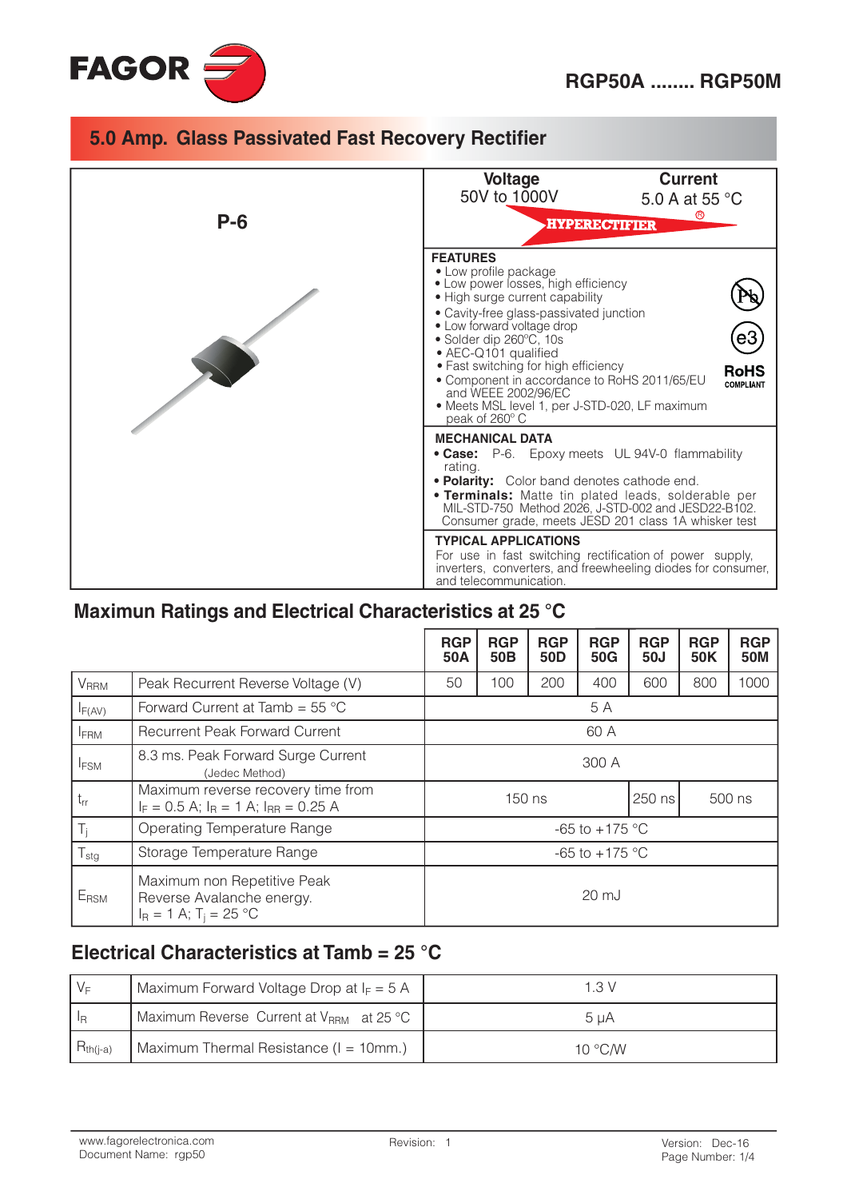# RGP50A ........ RGP50M

## 5.0 Amp. Glass Passivated Fast Recovery Rectifier

**P-6**

**Voltage**
50V to 1000V

**Current**
5.0 A at 55 °C

HYPERECTIFIER®

**FEATURES**

- Low profile package
- Low power losses, high efficiency
- High surge current capability
- Cavity-free glass-passivated junction
- Low forward voltage drop
- Solder dip 260°C, 10s
- AEC-Q101 qualified
- Fast switching for high efficiency
- Component in accordance to RoHS 2011/65/EU and WEEE 2002/96/EC
- Meets MSL level 1, per J-STD-020, LF maximum peak of 260° C

Pb e3 **RoHS** COMPLIANT

**MECHANICAL DATA**

- **Case:** P-6. Epoxy meets UL 94V-0 flammability rating.
- **Polarity:** Color band denotes cathode end.
- **Terminals:** Matte tin plated leads, solderable per MIL-STD-750 Method 2026, J-STD-002 and JESD22-B102. Consumer grade, meets JESD 201 class 1A whisker test

**TYPICAL APPLICATIONS**

For use in fast switching rectification of power supply, inverters, converters, and freewheeling diodes for consumer, and telecommunication.

## Maximun Ratings and Electrical Characteristics at 25 °C

| | | RGP 50A | RGP 50B | RGP 50D | RGP 50G | RGP 50J | RGP 50K | RGP 50M |
|---|---|---|---|---|---|---|---|---|
| $V_{RRM}$ | Peak Recurrent Reverse Voltage (V) | 50 | 100 | 200 | 400 | 600 | 800 | 1000 |
| $I_{F(AV)}$ | Forward Current at Tamb = 55 °C | 5 A | | | | | | |
| $I_{FRM}$ | Recurrent Peak Forward Current | 60 A | | | | | | |
| $I_{FSM}$ | 8.3 ms. Peak Forward Surge Current (Jedec Method) | 300 A | | | | | | |
| $t_{rr}$ | Maximum reverse recovery time from $I_F$ = 0.5 A; $I_R$ = 1 A; $I_{RR}$ = 0.25 A | 150 ns | | | | 250 ns | 500 ns | |
| $T_j$ | Operating Temperature Range | -65 to +175 °C | | | | | | |
| $T_{stg}$ | Storage Temperature Range | -65 to +175 °C | | | | | | |
| $E_{RSM}$ | Maximum non Repetitive Peak Reverse Avalanche energy. $I_R$ = 1 A; $T_j$ = 25 °C | 20 mJ | | | | | | |

## Electrical Characteristics at Tamb = 25 °C

| | | |
|---|---|---|
| $V_F$ | Maximum Forward Voltage Drop at $I_F$ = 5 A | 1.3 V |
| $I_R$ | Maximum Reverse Current at $V_{RRM}$ at 25 °C | 5 μA |
| $R_{th(j-a)}$ | Maximum Thermal Resistance (l = 10mm.) | 10 °C/W |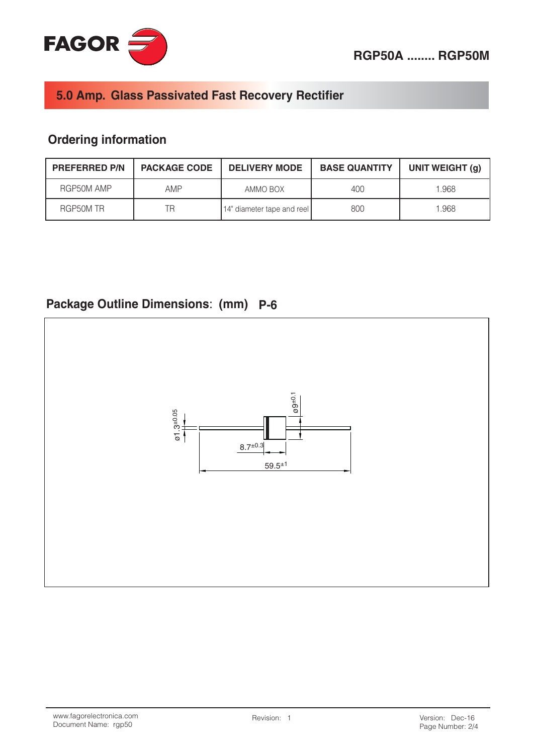# RGP50A ........ RGP50M

## 5.0 Amp. Glass Passivated Fast Recovery Rectifier

### Ordering information

| PREFERRED P/N | PACKAGE CODE | DELIVERY MODE | BASE QUANTITY | UNIT WEIGHT (g) |
|---|---|---|---|---|
| RGP50M AMP | AMP | AMMO BOX | 400 | 1.968 |
| RGP50M TR | TR | 14" diameter tape and reel | 800 | 1.968 |

### Package Outline Dimensions: (mm) P-6

ø1.3±0.05

ø9±0.1

8.7±0.3

59.5±1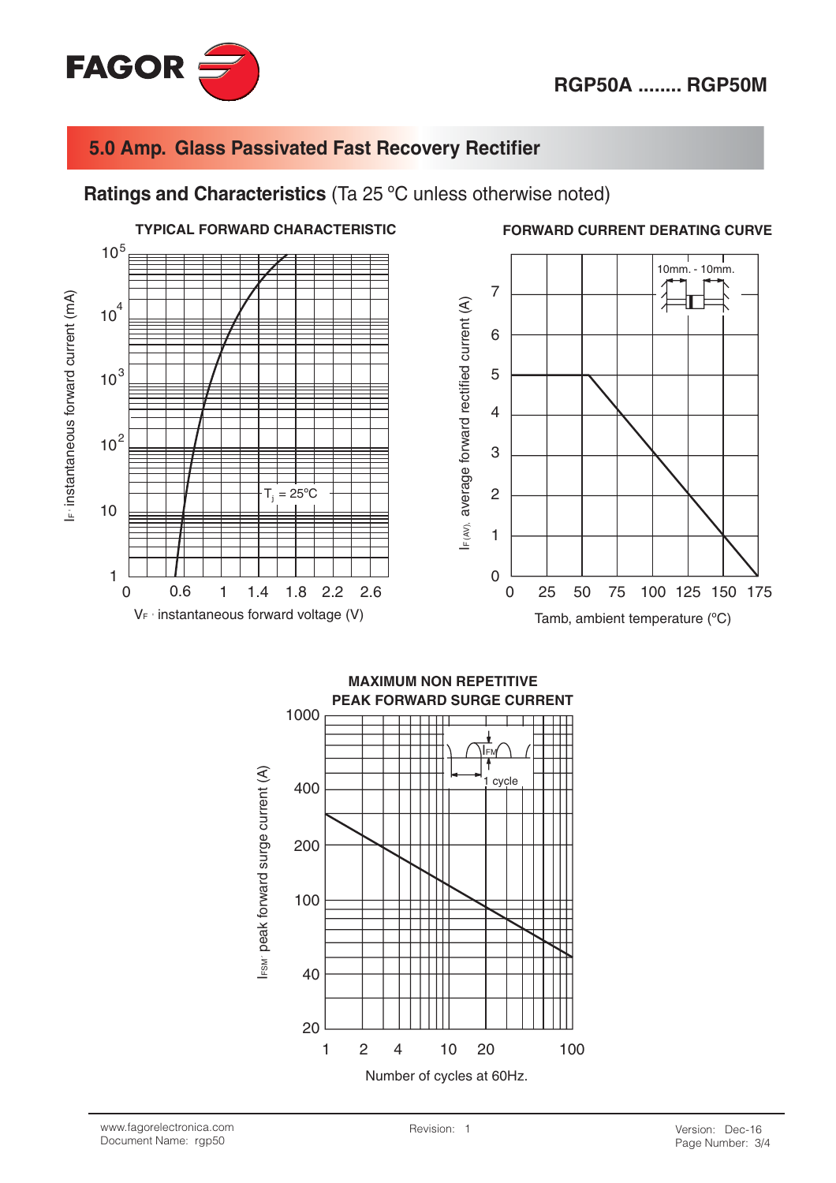# RGP50A ........ RGP50M

## 5.0 Amp. Glass Passivated Fast Recovery Rectifier

### Ratings and Characteristics (Ta 25 ºC unless otherwise noted)

**TYPICAL FORWARD CHARACTERISTIC**

$I_F$ · instantaneous forward current (mA)

$T_j$ = 25ºC

$V_F$ · instantaneous forward voltage (V)

**FORWARD CURRENT DERATING CURVE**

10mm. - 10mm.

$I_{F(AV)}$, average forward rectified current (A)

Tamb, ambient temperature (ºC)

**MAXIMUM NON REPETITIVE PEAK FORWARD SURGE CURRENT**

$I_{FM}$

1 cycle

$I_{FSM}$· peak forward surge current (A)

Number of cycles at 60Hz.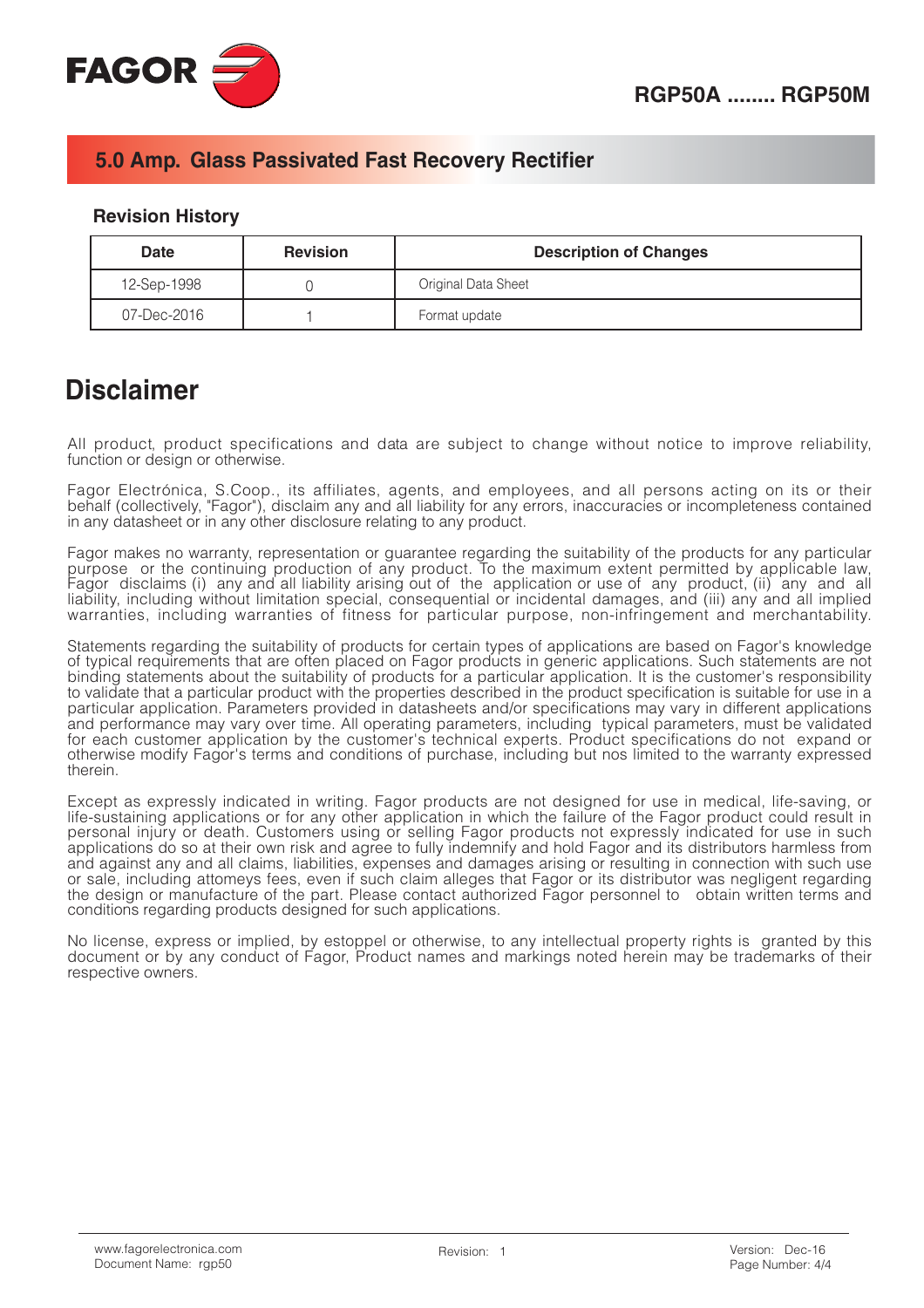## 5.0 Amp. Glass Passivated Fast Recovery Rectifier

### Revision History

| Date | Revision | Description of Changes |
|---|---|---|
| 12-Sep-1998 | 0 | Original Data Sheet |
| 07-Dec-2016 | 1 | Format update |

# Disclaimer

All product, product specifications and data are subject to change without notice to improve reliability, function or design or otherwise.

Fagor Electrónica, S.Coop., its affiliates, agents, and employees, and all persons acting on its or their behalf (collectively, "Fagor"), disclaim any and all liability for any errors, inaccuracies or incompleteness contained in any datasheet or in any other disclosure relating to any product.

Fagor makes no warranty, representation or guarantee regarding the suitability of the products for any particular purpose or the continuing production of any product. To the maximum extent permitted by applicable law, Fagor disclaims (i) any and all liability arising out of the application or use of any product, (ii) any and all liability, including without limitation special, consequential or incidental damages, and (iii) any and all implied warranties, including warranties of fitness for particular purpose, non-infringement and merchantability.

Statements regarding the suitability of products for certain types of applications are based on Fagor's knowledge of typical requirements that are often placed on Fagor products in generic applications. Such statements are not binding statements about the suitability of products for a particular application. It is the customer's responsibility to validate that a particular product with the properties described in the product specification is suitable for use in a particular application. Parameters provided in datasheets and/or specifications may vary in different applications and performance may vary over time. All operating parameters, including typical parameters, must be validated for each customer application by the customer's technical experts. Product specifications do not expand or otherwise modify Fagor's terms and conditions of purchase, including but nos limited to the warranty expressed therein.

Except as expressly indicated in writing. Fagor products are not designed for use in medical, life-saving, or life-sustaining applications or for any other application in which the failure of the Fagor product could result in personal injury or death. Customers using or selling Fagor products not expressly indicated for use in such applications do so at their own risk and agree to fully indemnify and hold Fagor and its distributors harmless from and against any and all claims, liabilities, expenses and damages arising or resulting in connection with such use or sale, including attomeys fees, even if such claim alleges that Fagor or its distributor was negligent regarding the design or manufacture of the part. Please contact authorized Fagor personnel to obtain written terms and conditions regarding products designed for such applications.

No license, express or implied, by estoppel or otherwise, to any intellectual property rights is granted by this document or by any conduct of Fagor, Product names and markings noted herein may be trademarks of their respective owners.